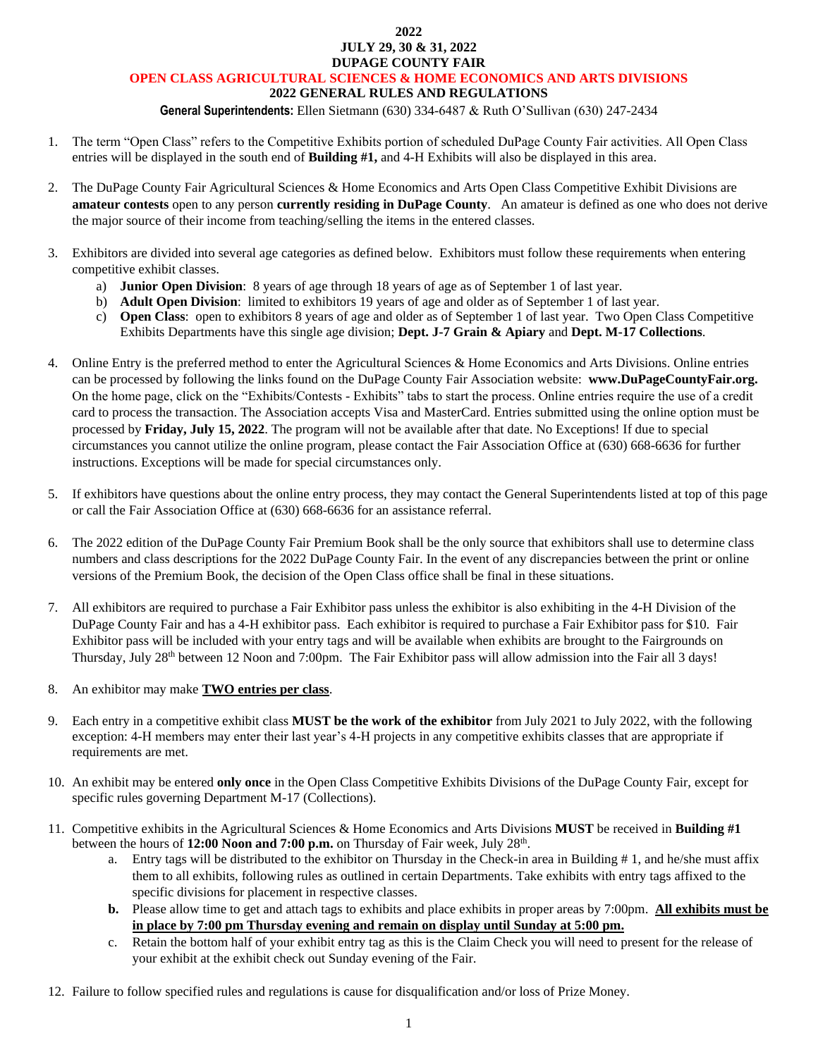# 2022

# JULY 29, 30 & 31, 2022

# DUPAGE COUNTY FAIR

## OPEN CLASS AGRICULTURAL SCIENCES & HOME ECONOMICS AND ARTS DIVISIONS

## 2022 GENERAL RULES AND REGULATIONS

**General Superintendents:** Ellen Sietmann (630) 334-6487 & Ruth O'Sullivan (630) 247-2434

1. The term "Open Class" refers to the Competitive Exhibits portion of scheduled DuPage County Fair activities. All Open Class entries will be displayed in the south end of **Building #1,** and 4-H Exhibits will also be displayed in this area.

2. The DuPage County Fair Agricultural Sciences & Home Economics and Arts Open Class Competitive Exhibit Divisions are **amateur contests** open to any person **currently residing in DuPage County**. An amateur is defined as one who does not derive the major source of their income from teaching/selling the items in the entered classes.

3. Exhibitors are divided into several age categories as defined below. Exhibitors must follow these requirements when entering competitive exhibit classes.
   a) **Junior Open Division**: 8 years of age through 18 years of age as of September 1 of last year.
   b) **Adult Open Division**: limited to exhibitors 19 years of age and older as of September 1 of last year.
   c) **Open Class**: open to exhibitors 8 years of age and older as of September 1 of last year. Two Open Class Competitive Exhibits Departments have this single age division; **Dept. J-7 Grain & Apiary** and **Dept. M-17 Collections**.

4. Online Entry is the preferred method to enter the Agricultural Sciences & Home Economics and Arts Divisions. Online entries can be processed by following the links found on the DuPage County Fair Association website: **www.DuPageCountyFair.org.** On the home page, click on the "Exhibits/Contests - Exhibits" tabs to start the process. Online entries require the use of a credit card to process the transaction. The Association accepts Visa and MasterCard. Entries submitted using the online option must be processed by **Friday, July 15, 2022**. The program will not be available after that date. No Exceptions! If due to special circumstances you cannot utilize the online program, please contact the Fair Association Office at (630) 668-6636 for further instructions. Exceptions will be made for special circumstances only.

5. If exhibitors have questions about the online entry process, they may contact the General Superintendents listed at top of this page or call the Fair Association Office at (630) 668-6636 for an assistance referral.

6. The 2022 edition of the DuPage County Fair Premium Book shall be the only source that exhibitors shall use to determine class numbers and class descriptions for the 2022 DuPage County Fair. In the event of any discrepancies between the print or online versions of the Premium Book, the decision of the Open Class office shall be final in these situations.

7. All exhibitors are required to purchase a Fair Exhibitor pass unless the exhibitor is also exhibiting in the 4-H Division of the DuPage County Fair and has a 4-H exhibitor pass. Each exhibitor is required to purchase a Fair Exhibitor pass for $10. Fair Exhibitor pass will be included with your entry tags and will be available when exhibits are brought to the Fairgrounds on Thursday, July 28th between 12 Noon and 7:00pm. The Fair Exhibitor pass will allow admission into the Fair all 3 days!

8. An exhibitor may make **TWO entries per class**.

9. Each entry in a competitive exhibit class **MUST be the work of the exhibitor** from July 2021 to July 2022, with the following exception: 4-H members may enter their last year's 4-H projects in any competitive exhibits classes that are appropriate if requirements are met.

10. An exhibit may be entered **only once** in the Open Class Competitive Exhibits Divisions of the DuPage County Fair, except for specific rules governing Department M-17 (Collections).

11. Competitive exhibits in the Agricultural Sciences & Home Economics and Arts Divisions **MUST** be received in **Building #1** between the hours of **12:00 Noon and 7:00 p.m.** on Thursday of Fair week, July 28th.
    a. Entry tags will be distributed to the exhibitor on Thursday in the Check-in area in Building # 1, and he/she must affix them to all exhibits, following rules as outlined in certain Departments. Take exhibits with entry tags affixed to the specific divisions for placement in respective classes.
    **b.** Please allow time to get and attach tags to exhibits and place exhibits in proper areas by 7:00pm. **All exhibits must be in place by 7:00 pm Thursday evening and remain on display until Sunday at 5:00 pm.**
    c. Retain the bottom half of your exhibit entry tag as this is the Claim Check you will need to present for the release of your exhibit at the exhibit check out Sunday evening of the Fair.

12. Failure to follow specified rules and regulations is cause for disqualification and/or loss of Prize Money.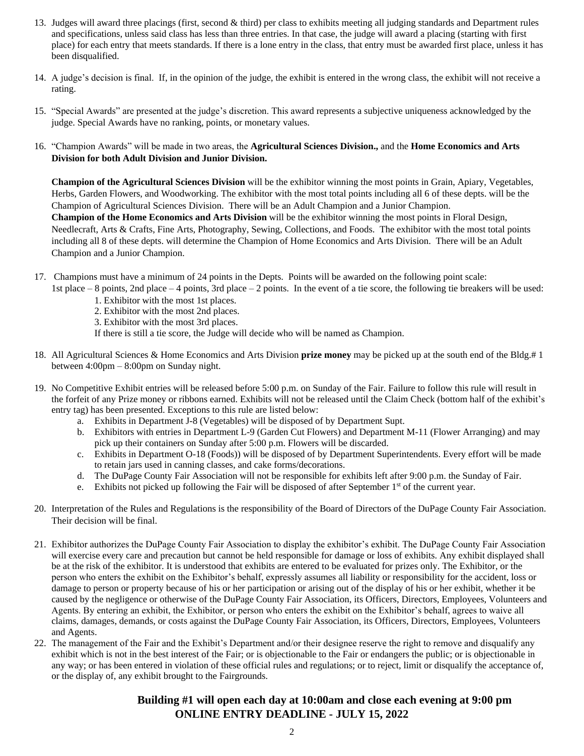13. Judges will award three placings (first, second & third) per class to exhibits meeting all judging standards and Department rules and specifications, unless said class has less than three entries. In that case, the judge will award a placing (starting with first place) for each entry that meets standards. If there is a lone entry in the class, that entry must be awarded first place, unless it has been disqualified.

14. A judge's decision is final. If, in the opinion of the judge, the exhibit is entered in the wrong class, the exhibit will not receive a rating.

15. "Special Awards" are presented at the judge's discretion. This award represents a subjective uniqueness acknowledged by the judge. Special Awards have no ranking, points, or monetary values.

16. "Champion Awards" will be made in two areas, the **Agricultural Sciences Division.,** and the **Home Economics and Arts Division for both Adult Division and Junior Division.**

    **Champion of the Agricultural Sciences Division** will be the exhibitor winning the most points in Grain, Apiary, Vegetables, Herbs, Garden Flowers, and Woodworking. The exhibitor with the most total points including all 6 of these depts. will be the Champion of Agricultural Sciences Division. There will be an Adult Champion and a Junior Champion.
    **Champion of the Home Economics and Arts Division** will be the exhibitor winning the most points in Floral Design, Needlecraft, Arts & Crafts, Fine Arts, Photography, Sewing, Collections, and Foods. The exhibitor with the most total points including all 8 of these depts. will determine the Champion of Home Economics and Arts Division. There will be an Adult Champion and a Junior Champion.

17. Champions must have a minimum of 24 points in the Depts. Points will be awarded on the following point scale:
    1st place – 8 points, 2nd place – 4 points, 3rd place – 2 points. In the event of a tie score, the following tie breakers will be used:
    1. Exhibitor with the most 1st places.
    2. Exhibitor with the most 2nd places.
    3. Exhibitor with the most 3rd places.

    If there is still a tie score, the Judge will decide who will be named as Champion.

18. All Agricultural Sciences & Home Economics and Arts Division **prize money** may be picked up at the south end of the Bldg.# 1 between 4:00pm – 8:00pm on Sunday night.

19. No Competitive Exhibit entries will be released before 5:00 p.m. on Sunday of the Fair. Failure to follow this rule will result in the forfeit of any Prize money or ribbons earned. Exhibits will not be released until the Claim Check (bottom half of the exhibit's entry tag) has been presented. Exceptions to this rule are listed below:
    a. Exhibits in Department J-8 (Vegetables) will be disposed of by Department Supt.
    b. Exhibitors with entries in Department L-9 (Garden Cut Flowers) and Department M-11 (Flower Arranging) and may pick up their containers on Sunday after 5:00 p.m. Flowers will be discarded.
    c. Exhibits in Department O-18 (Foods)) will be disposed of by Department Superintendents. Every effort will be made to retain jars used in canning classes, and cake forms/decorations.
    d. The DuPage County Fair Association will not be responsible for exhibits left after 9:00 p.m. the Sunday of Fair.
    e. Exhibits not picked up following the Fair will be disposed of after September 1st of the current year.

20. Interpretation of the Rules and Regulations is the responsibility of the Board of Directors of the DuPage County Fair Association. Their decision will be final.

21. Exhibitor authorizes the DuPage County Fair Association to display the exhibitor's exhibit. The DuPage County Fair Association will exercise every care and precaution but cannot be held responsible for damage or loss of exhibits. Any exhibit displayed shall be at the risk of the exhibitor. It is understood that exhibits are entered to be evaluated for prizes only. The Exhibitor, or the person who enters the exhibit on the Exhibitor's behalf, expressly assumes all liability or responsibility for the accident, loss or damage to person or property because of his or her participation or arising out of the display of his or her exhibit, whether it be caused by the negligence or otherwise of the DuPage County Fair Association, its Officers, Directors, Employees, Volunteers and Agents. By entering an exhibit, the Exhibitor, or person who enters the exhibit on the Exhibitor's behalf, agrees to waive all claims, damages, demands, or costs against the DuPage County Fair Association, its Officers, Directors, Employees, Volunteers and Agents.

22. The management of the Fair and the Exhibit's Department and/or their designee reserve the right to remove and disqualify any exhibit which is not in the best interest of the Fair; or is objectionable to the Fair or endangers the public; or is objectionable in any way; or has been entered in violation of these official rules and regulations; or to reject, limit or disqualify the acceptance of, or the display of, any exhibit brought to the Fairgrounds.

**Building #1 will open each day at 10:00am and close each evening at 9:00 pm**
**ONLINE ENTRY DEADLINE - JULY 15, 2022**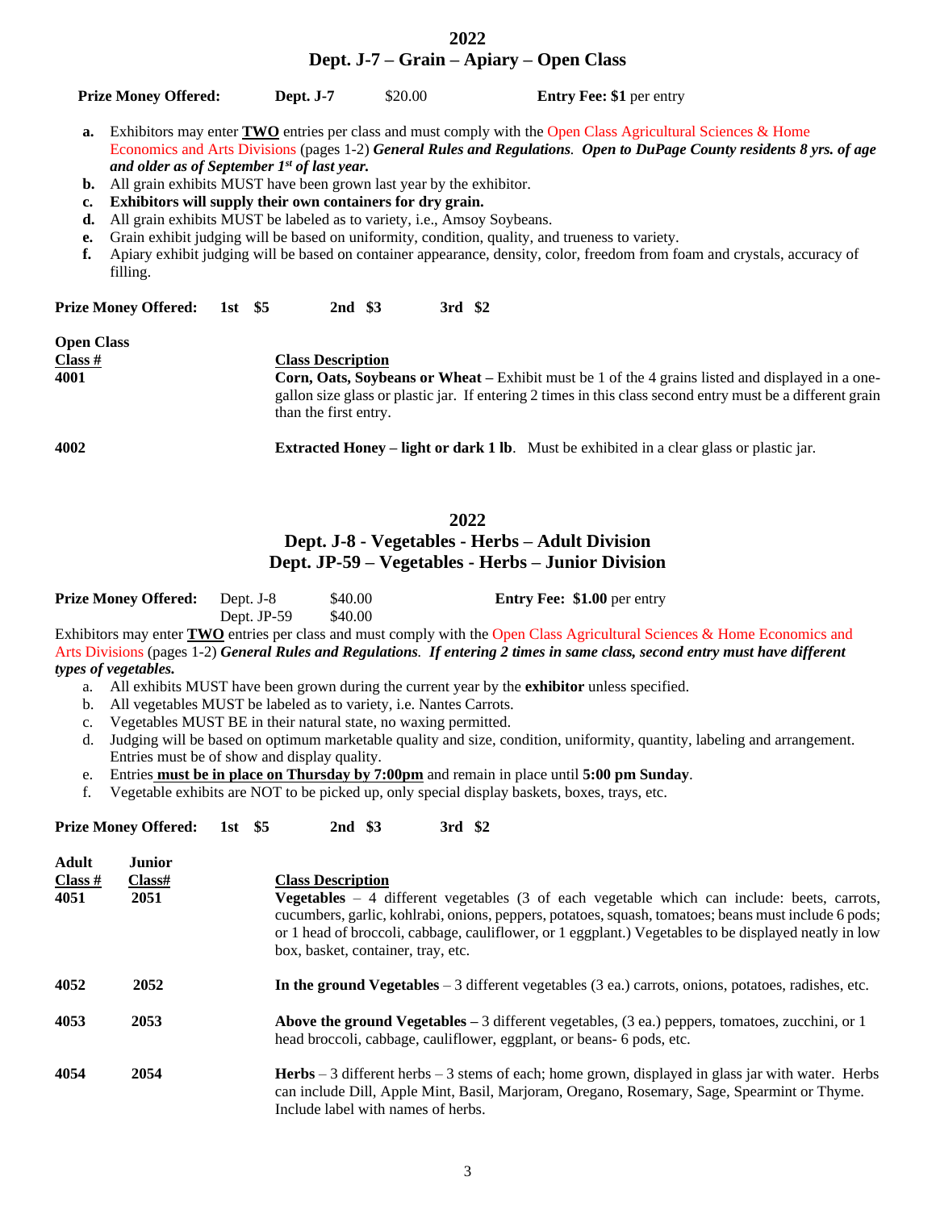## 2022
## Dept. J-7 – Grain – Apiary – Open Class

**Prize Money Offered:** **Dept. J-7** $20.00 **Entry Fee: $1** per entry

- **a.** Exhibitors may enter **TWO** entries per class and must comply with the Open Class Agricultural Sciences & Home Economics and Arts Divisions (pages 1-2) ***General Rules and Regulations***. ***Open to DuPage County residents 8 yrs. of age and older as of September 1st of last year.***
- **b.** All grain exhibits MUST have been grown last year by the exhibitor.
- **c.** **Exhibitors will supply their own containers for dry grain.**
- **d.** All grain exhibits MUST be labeled as to variety, i.e., Amsoy Soybeans.
- **e.** Grain exhibit judging will be based on uniformity, condition, quality, and trueness to variety.
- **f.** Apiary exhibit judging will be based on container appearance, density, color, freedom from foam and crystals, accuracy of filling.

**Prize Money Offered:** **1st $5** **2nd $3** **3rd $2**

| Open Class Class # | Class Description |
|---|---|
| **4001** | **Corn, Oats, Soybeans or Wheat** – Exhibit must be 1 of the 4 grains listed and displayed in a one-gallon size glass or plastic jar. If entering 2 times in this class second entry must be a different grain than the first entry. |
| **4002** | **Extracted Honey – light or dark 1 lb**. Must be exhibited in a clear glass or plastic jar. |

## 2022
## Dept. J-8 - Vegetables - Herbs – Adult Division
## Dept. JP-59 – Vegetables - Herbs – Junior Division

**Prize Money Offered:** Dept. J-8 $40.00 **Entry Fee: $1.00** per entry
Dept. JP-59 $40.00

Exhibitors may enter **TWO** entries per class and must comply with the Open Class Agricultural Sciences & Home Economics and Arts Divisions (pages 1-2) ***General Rules and Regulations***. ***If entering 2 times in same class, second entry must have different types of vegetables.***

- a. All exhibits MUST have been grown during the current year by the **exhibitor** unless specified.
- b. All vegetables MUST be labeled as to variety, i.e. Nantes Carrots.
- c. Vegetables MUST BE in their natural state, no waxing permitted.
- d. Judging will be based on optimum marketable quality and size, condition, uniformity, quantity, labeling and arrangement. Entries must be of show and display quality.
- e. Entries **must be in place on Thursday by 7:00pm** and remain in place until **5:00 pm Sunday**.
- f. Vegetable exhibits are NOT to be picked up, only special display baskets, boxes, trays, etc.

**Prize Money Offered:** **1st $5** **2nd $3** **3rd $2**

| Adult Class # | Junior Class# | Class Description |
|---|---|---|
| **4051** | **2051** | **Vegetables** – 4 different vegetables (3 of each vegetable which can include: beets, carrots, cucumbers, garlic, kohlrabi, onions, peppers, potatoes, squash, tomatoes; beans must include 6 pods; or 1 head of broccoli, cabbage, cauliflower, or 1 eggplant.) Vegetables to be displayed neatly in low box, basket, container, tray, etc. |
| **4052** | **2052** | **In the ground Vegetables** – 3 different vegetables (3 ea.) carrots, onions, potatoes, radishes, etc. |
| **4053** | **2053** | **Above the ground Vegetables** – 3 different vegetables, (3 ea.) peppers, tomatoes, zucchini, or 1 head broccoli, cabbage, cauliflower, eggplant, or beans- 6 pods, etc. |
| **4054** | **2054** | **Herbs** – 3 different herbs – 3 stems of each; home grown, displayed in glass jar with water. Herbs can include Dill, Apple Mint, Basil, Marjoram, Oregano, Rosemary, Sage, Spearmint or Thyme. Include label with names of herbs. |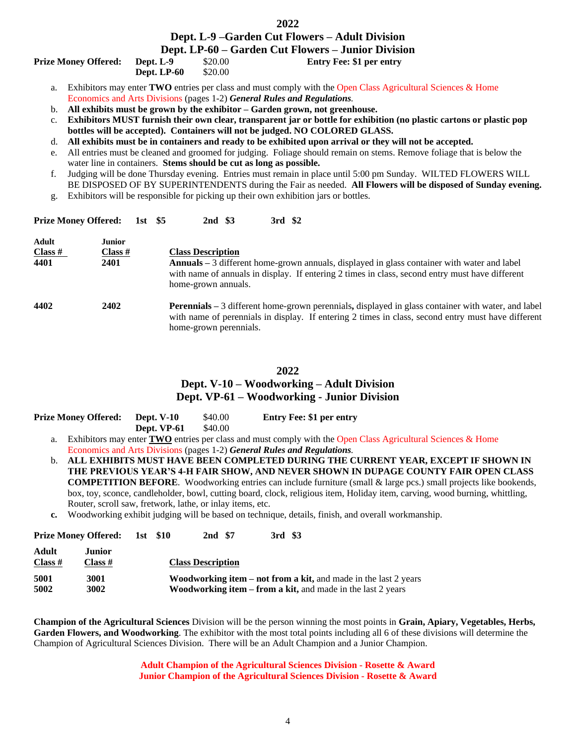## 2022

## Dept. L-9 –Garden Cut Flowers – Adult Division

## Dept. LP-60 – Garden Cut Flowers – Junior Division

**Prize Money Offered:** **Dept. L-9** $20.00 **Entry Fee: $1 per entry**
**Dept. LP-60** $20.00

a. Exhibitors may enter **TWO** entries per class and must comply with the Open Class Agricultural Sciences & Home Economics and Arts Divisions (pages 1-2) ***General Rules and Regulations***.
b. **All exhibits must be grown by the exhibitor – Garden grown, not greenhouse.**
c. **Exhibitors MUST furnish their own clear, transparent jar or bottle for exhibition (no plastic cartons or plastic pop bottles will be accepted). Containers will not be judged. NO COLORED GLASS.**
d. **All exhibits must be in containers and ready to be exhibited upon arrival or they will not be accepted.**
e. All entries must be cleaned and groomed for judging. Foliage should remain on stems. Remove foliage that is below the water line in containers. **Stems should be cut as long as possible.**
f. Judging will be done Thursday evening. Entries must remain in place until 5:00 pm Sunday. WILTED FLOWERS WILL BE DISPOSED OF BY SUPERINTENDENTS during the Fair as needed. **All Flowers will be disposed of Sunday evening.**
g. Exhibitors will be responsible for picking up their own exhibition jars or bottles.

**Prize Money Offered:** **1st $5** **2nd $3** **3rd $2**

| Adult Class # | Junior Class # | Class Description |
|---|---|---|
| **4401** | **2401** | **Annuals** – 3 different home-grown annuals, displayed in glass container with water and label with name of annuals in display. If entering 2 times in class, second entry must have different home-grown annuals. |
| **4402** | **2402** | **Perennials** – 3 different home-grown perennials**,** displayed in glass container with water, and label with name of perennials in display. If entering 2 times in class, second entry must have different home-grown perennials. |

## 2022

## Dept. V-10 – Woodworking – Adult Division

## Dept. VP-61 – Woodworking - Junior Division

**Prize Money Offered:** **Dept. V-10** $40.00 **Entry Fee: $1 per entry**
**Dept. VP-61** $40.00

a. Exhibitors may enter **TWO** entries per class and must comply with the Open Class Agricultural Sciences & Home Economics and Arts Divisions (pages 1-2) ***General Rules and Regulations***.
b. **ALL EXHIBITS MUST HAVE BEEN COMPLETED DURING THE CURRENT YEAR, EXCEPT IF SHOWN IN THE PREVIOUS YEAR'S 4-H FAIR SHOW, AND NEVER SHOWN IN DUPAGE COUNTY FAIR OPEN CLASS COMPETITION BEFORE**. Woodworking entries can include furniture (small & large pcs.) small projects like bookends, box, toy, sconce, candleholder, bowl, cutting board, clock, religious item, Holiday item, carving, wood burning, whittling, Router, scroll saw, fretwork, lathe, or inlay items, etc.
c. Woodworking exhibit judging will be based on technique, details, finish, and overall workmanship.

**Prize Money Offered:** **1st $10** **2nd $7** **3rd $3**

| Adult Class # | Junior Class # | Class Description |
|---|---|---|
| **5001** | **3001** | **Woodworking item – not from a kit,** and made in the last 2 years |
| **5002** | **3002** | **Woodworking item – from a kit,** and made in the last 2 years |

**Champion of the Agricultural Sciences** Division will be the person winning the most points in **Grain, Apiary, Vegetables, Herbs, Garden Flowers, and Woodworking**. The exhibitor with the most total points including all 6 of these divisions will determine the Champion of Agricultural Sciences Division. There will be an Adult Champion and a Junior Champion.

**Adult Champion of the Agricultural Sciences Division - Rosette & Award**
**Junior Champion of the Agricultural Sciences Division - Rosette & Award**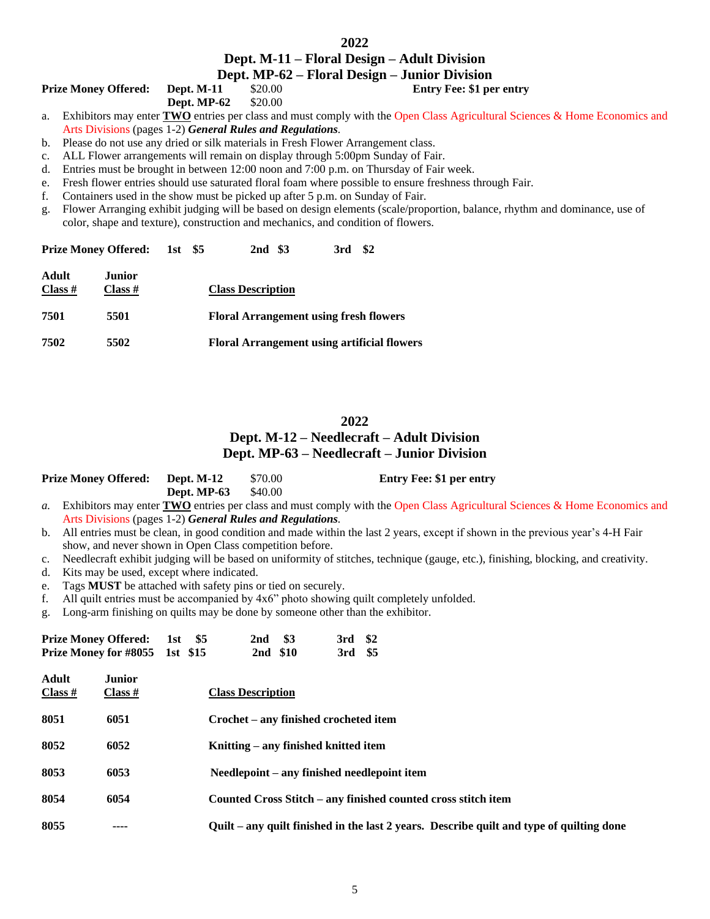## 2022

## Dept. M-11 – Floral Design – Adult Division
## Dept. MP-62 – Floral Design – Junior Division

**Prize Money Offered:** **Dept. M-11** $20.00 **Entry Fee: $1 per entry**
**Dept. MP-62** $20.00

a. Exhibitors may enter **TWO** entries per class and must comply with the Open Class Agricultural Sciences & Home Economics and Arts Divisions (pages 1-2) ***General Rules and Regulations***.
b. Please do not use any dried or silk materials in Fresh Flower Arrangement class.
c. ALL Flower arrangements will remain on display through 5:00pm Sunday of Fair.
d. Entries must be brought in between 12:00 noon and 7:00 p.m. on Thursday of Fair week.
e. Fresh flower entries should use saturated floral foam where possible to ensure freshness through Fair.
f. Containers used in the show must be picked up after 5 p.m. on Sunday of Fair.
g. Flower Arranging exhibit judging will be based on design elements (scale/proportion, balance, rhythm and dominance, use of color, shape and texture), construction and mechanics, and condition of flowers.

**Prize Money Offered: 1st $5 2nd $3 3rd $2**

| Adult Class # | Junior Class # | Class Description |
|---|---|---|
| **7501** | **5501** | **Floral Arrangement using fresh flowers** |
| **7502** | **5502** | **Floral Arrangement using artificial flowers** |

## 2022

## Dept. M-12 – Needlecraft – Adult Division
## Dept. MP-63 – Needlecraft – Junior Division

**Prize Money Offered:** **Dept. M-12** $70.00 **Entry Fee: $1 per entry**
**Dept. MP-63** $40.00

*a.* Exhibitors may enter **TWO** entries per class and must comply with the Open Class Agricultural Sciences & Home Economics and Arts Divisions (pages 1-2) ***General Rules and Regulations***.
b. All entries must be clean, in good condition and made within the last 2 years, except if shown in the previous year's 4-H Fair show, and never shown in Open Class competition before.
c. Needlecraft exhibit judging will be based on uniformity of stitches, technique (gauge, etc.), finishing, blocking, and creativity.
d. Kits may be used, except where indicated.
e. Tags **MUST** be attached with safety pins or tied on securely.
f. All quilt entries must be accompanied by 4x6" photo showing quilt completely unfolded.
g. Long-arm finishing on quilts may be done by someone other than the exhibitor.

**Prize Money Offered: 1st $5 2nd $3 3rd $2**
**Prize Money for #8055 1st $15 2nd $10 3rd $5**

| Adult Class # | Junior Class # | Class Description |
|---|---|---|
| **8051** | **6051** | **Crochet – any finished crocheted item** |
| **8052** | **6052** | **Knitting – any finished knitted item** |
| **8053** | **6053** | **Needlepoint – any finished needlepoint item** |
| **8054** | **6054** | **Counted Cross Stitch – any finished counted cross stitch item** |
| **8055** | **----** | **Quilt – any quilt finished in the last 2 years. Describe quilt and type of quilting done** |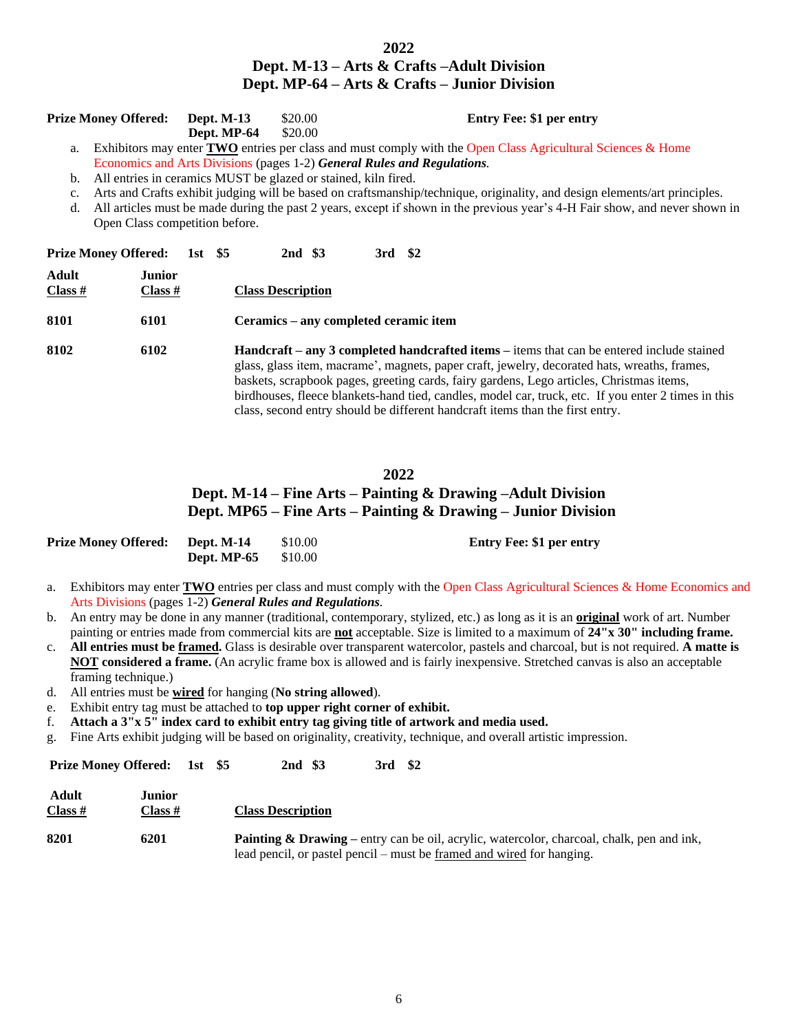## 2022
## Dept. M-13 – Arts & Crafts –Adult Division
## Dept. MP-64 – Arts & Crafts – Junior Division

| Prize Money Offered: | | | Entry Fee: $1 per entry |
|---|---|---|---|
| | **Dept. M-13** | $20.00 | |
| | **Dept. MP-64** | $20.00 | |

a. Exhibitors may enter **TWO** entries per class and must comply with the Open Class Agricultural Sciences & Home Economics and Arts Divisions (pages 1-2) ***General Rules and Regulations***.
b. All entries in ceramics MUST be glazed or stained, kiln fired.
c. Arts and Crafts exhibit judging will be based on craftsmanship/technique, originality, and design elements/art principles.
d. All articles must be made during the past 2 years, except if shown in the previous year's 4-H Fair show, and never shown in Open Class competition before.

**Prize Money Offered: 1st $5 2nd $3 3rd $2**

| Adult Class # | Junior Class # | Class Description |
|---|---|---|
| **8101** | **6101** | **Ceramics – any completed ceramic item** |
| **8102** | **6102** | **Handcraft – any 3 completed handcrafted items –** items that can be entered include stained glass, glass item, macrame', magnets, paper craft, jewelry, decorated hats, wreaths, frames, baskets, scrapbook pages, greeting cards, fairy gardens, Lego articles, Christmas items, birdhouses, fleece blankets-hand tied, candles, model car, truck, etc. If you enter 2 times in this class, second entry should be different handcraft items than the first entry. |

## 2022
## Dept. M-14 – Fine Arts – Painting & Drawing –Adult Division
## Dept. MP65 – Fine Arts – Painting & Drawing – Junior Division

| Prize Money Offered: | | | Entry Fee: $1 per entry |
|---|---|---|---|
| | **Dept. M-14** | $10.00 | |
| | **Dept. MP-65** | $10.00 | |

a. Exhibitors may enter **TWO** entries per class and must comply with the Open Class Agricultural Sciences & Home Economics and Arts Divisions (pages 1-2) ***General Rules and Regulations***.
b. An entry may be done in any manner (traditional, contemporary, stylized, etc.) as long as it is an **original** work of art. Number painting or entries made from commercial kits are **not** acceptable. Size is limited to a maximum of **24"x 30" including frame.**
c. **All entries must be framed.** Glass is desirable over transparent watercolor, pastels and charcoal, but is not required. **A matte is NOT considered a frame.** (An acrylic frame box is allowed and is fairly inexpensive. Stretched canvas is also an acceptable framing technique.)
d. All entries must be **wired** for hanging (**No string allowed**).
e. Exhibit entry tag must be attached to **top upper right corner of exhibit.**
f. **Attach a 3"x 5" index card to exhibit entry tag giving title of artwork and media used.**
g. Fine Arts exhibit judging will be based on originality, creativity, technique, and overall artistic impression.

**Prize Money Offered: 1st $5 2nd $3 3rd $2**

| Adult Class # | Junior Class # | Class Description |
|---|---|---|
| **8201** | **6201** | **Painting & Drawing –** entry can be oil, acrylic, watercolor, charcoal, chalk, pen and ink, lead pencil, or pastel pencil – must be framed and wired for hanging. |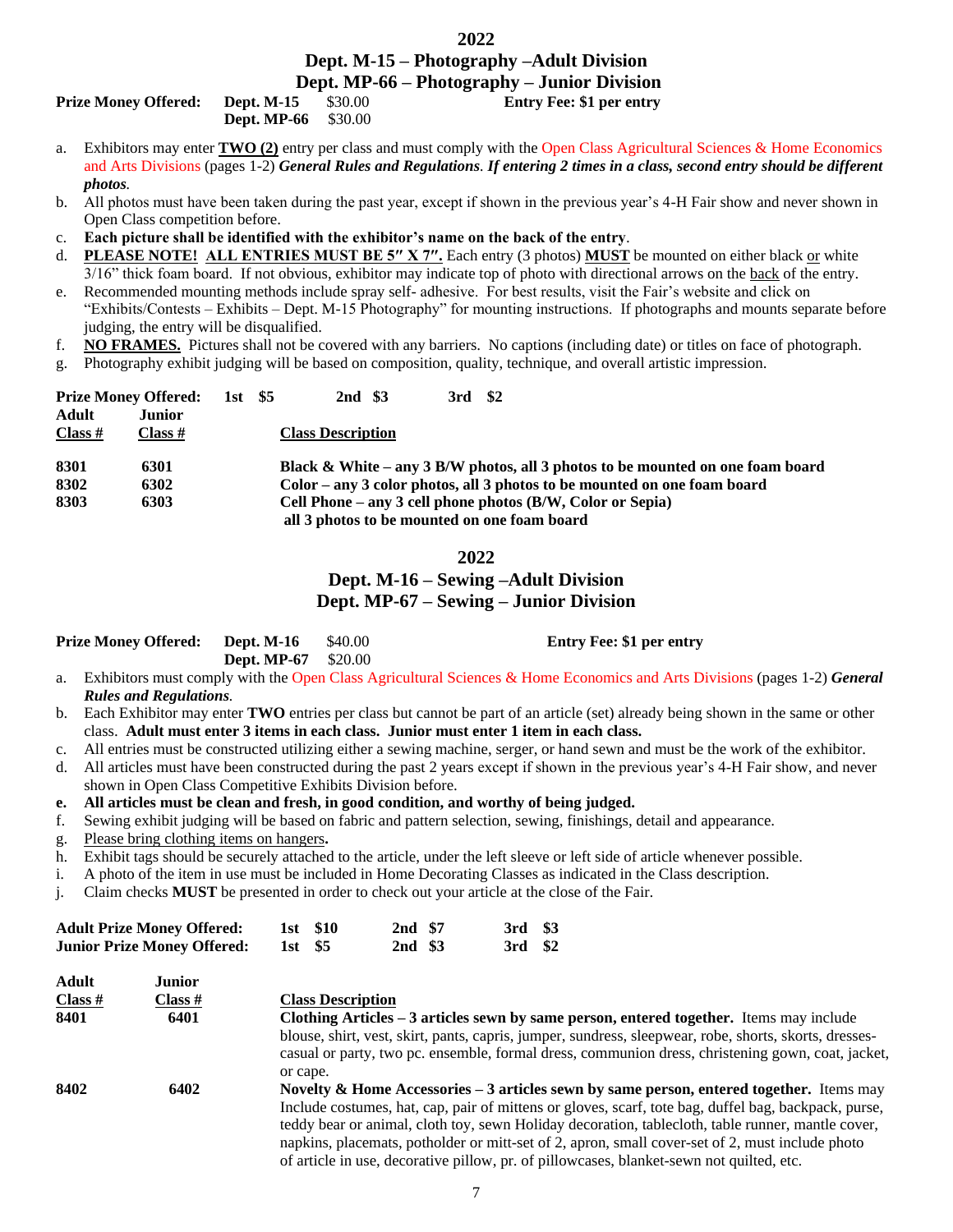# 2022

## Dept. M-15 – Photography –Adult Division
## Dept. MP-66 – Photography – Junior Division

**Prize Money Offered:** **Dept. M-15** $30.00 **Entry Fee: $1 per entry**
**Dept. MP-66** $30.00

a. Exhibitors may enter **TWO (2)** entry per class and must comply with the Open Class Agricultural Sciences & Home Economics and Arts Divisions (pages 1-2) ***General Rules and Regulations***. ***If entering 2 times in a class, second entry should be different photos.***
b. All photos must have been taken during the past year, except if shown in the previous year's 4-H Fair show and never shown in Open Class competition before.
c. **Each picture shall be identified with the exhibitor's name on the back of the entry**.
d. **PLEASE NOTE! ALL ENTRIES MUST BE 5″ X 7″.** Each entry (3 photos) **MUST** be mounted on either black or white 3/16" thick foam board. If not obvious, exhibitor may indicate top of photo with directional arrows on the back of the entry.
e. Recommended mounting methods include spray self- adhesive. For best results, visit the Fair's website and click on "Exhibits/Contests – Exhibits – Dept. M-15 Photography" for mounting instructions. If photographs and mounts separate before judging, the entry will be disqualified.
f. **NO FRAMES.** Pictures shall not be covered with any barriers. No captions (including date) or titles on face of photograph.
g. Photography exhibit judging will be based on composition, quality, technique, and overall artistic impression.

**Prize Money Offered:** 1st $5 2nd $3 3rd $2

| Adult Class # | Junior Class # | Class Description |
|---|---|---|
| **8301** | **6301** | **Black & White – any 3 B/W photos, all 3 photos to be mounted on one foam board** |
| **8302** | **6302** | **Color – any 3 color photos, all 3 photos to be mounted on one foam board** |
| **8303** | **6303** | **Cell Phone – any 3 cell phone photos (B/W, Color or Sepia) all 3 photos to be mounted on one foam board** |

# 2022

## Dept. M-16 – Sewing –Adult Division
## Dept. MP-67 – Sewing – Junior Division

**Prize Money Offered:** **Dept. M-16** $40.00 **Entry Fee: $1 per entry**
**Dept. MP-67** $20.00

a. Exhibitors must comply with the Open Class Agricultural Sciences & Home Economics and Arts Divisions (pages 1-2) ***General Rules and Regulations***.
b. Each Exhibitor may enter **TWO** entries per class but cannot be part of an article (set) already being shown in the same or other class. **Adult must enter 3 items in each class. Junior must enter 1 item in each class.**
c. All entries must be constructed utilizing either a sewing machine, serger, or hand sewn and must be the work of the exhibitor.
d. All articles must have been constructed during the past 2 years except if shown in the previous year's 4-H Fair show, and never shown in Open Class Competitive Exhibits Division before.
e. **All articles must be clean and fresh, in good condition, and worthy of being judged.**
f. Sewing exhibit judging will be based on fabric and pattern selection, sewing, finishings, detail and appearance.
g. Please bring clothing items on hangers**.**
h. Exhibit tags should be securely attached to the article, under the left sleeve or left side of article whenever possible.
i. A photo of the item in use must be included in Home Decorating Classes as indicated in the Class description.
j. Claim checks **MUST** be presented in order to check out your article at the close of the Fair.

**Adult Prize Money Offered:** 1st $10 2nd $7 3rd $3
**Junior Prize Money Offered:** 1st $5 2nd $3 3rd $2

| Adult Class # | Junior Class # | Class Description |
|---|---|---|
| **8401** | **6401** | **Clothing Articles – 3 articles sewn by same person, entered together.** Items may include blouse, shirt, vest, skirt, pants, capris, jumper, sundress, sleepwear, robe, shorts, skorts, dresses-casual or party, two pc. ensemble, formal dress, communion dress, christening gown, coat, jacket, or cape. |
| **8402** | **6402** | **Novelty & Home Accessories – 3 articles sewn by same person, entered together.** Items may Include costumes, hat, cap, pair of mittens or gloves, scarf, tote bag, duffel bag, backpack, purse, teddy bear or animal, cloth toy, sewn Holiday decoration, tablecloth, table runner, mantle cover, napkins, placemats, potholder or mitt-set of 2, apron, small cover-set of 2, must include photo of article in use, decorative pillow, pr. of pillowcases, blanket-sewn not quilted, etc. |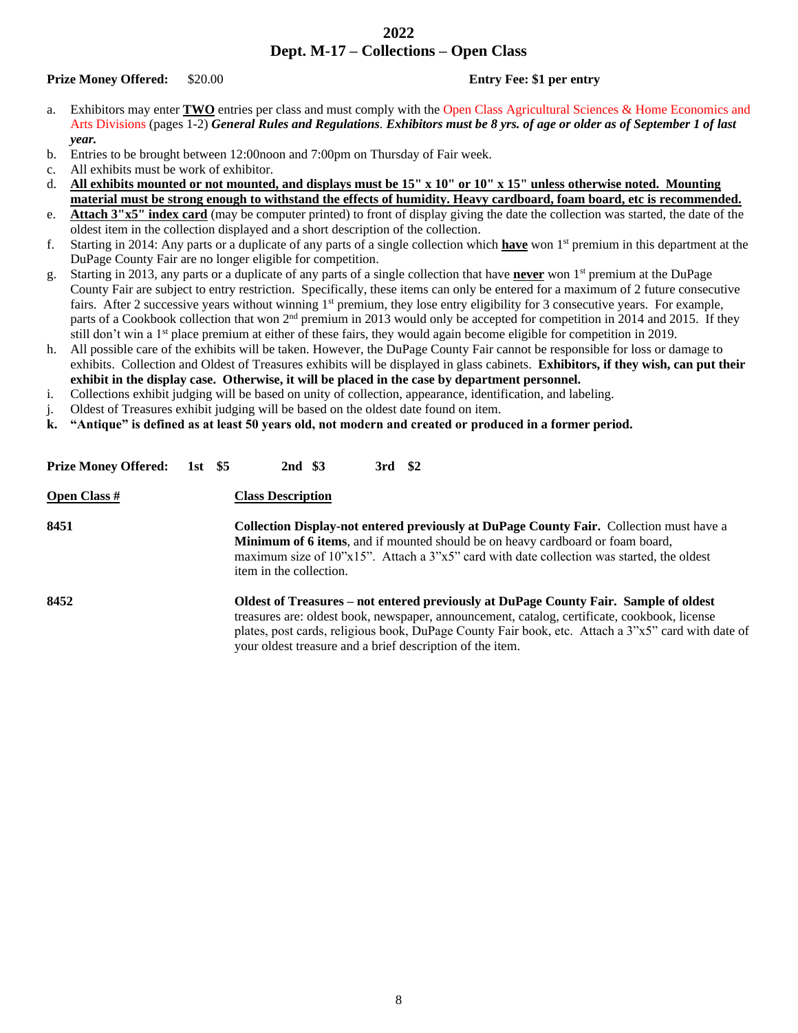# 2022
# Dept. M-17 – Collections – Open Class

**Prize Money Offered:** $20.00 **Entry Fee: $1 per entry**

a. Exhibitors may enter **TWO** entries per class and must comply with the Open Class Agricultural Sciences & Home Economics and Arts Divisions (pages 1-2) ***General Rules and Regulations***. ***Exhibitors must be 8 yrs. of age or older as of September 1 of last year.***

b. Entries to be brought between 12:00noon and 7:00pm on Thursday of Fair week.

c. All exhibits must be work of exhibitor.

d. **All exhibits mounted or not mounted, and displays must be 15" x 10" or 10" x 15" unless otherwise noted. Mounting material must be strong enough to withstand the effects of humidity. Heavy cardboard, foam board, etc is recommended.**

e. **Attach 3"x5" index card** (may be computer printed) to front of display giving the date the collection was started, the date of the oldest item in the collection displayed and a short description of the collection.

f. Starting in 2014: Any parts or a duplicate of any parts of a single collection which **have** won 1st premium in this department at the DuPage County Fair are no longer eligible for competition.

g. Starting in 2013, any parts or a duplicate of any parts of a single collection that have **never** won 1st premium at the DuPage County Fair are subject to entry restriction. Specifically, these items can only be entered for a maximum of 2 future consecutive fairs. After 2 successive years without winning 1st premium, they lose entry eligibility for 3 consecutive years. For example, parts of a Cookbook collection that won 2nd premium in 2013 would only be accepted for competition in 2014 and 2015. If they still don't win a 1st place premium at either of these fairs, they would again become eligible for competition in 2019.

h. All possible care of the exhibits will be taken. However, the DuPage County Fair cannot be responsible for loss or damage to exhibits. Collection and Oldest of Treasures exhibits will be displayed in glass cabinets. **Exhibitors, if they wish, can put their exhibit in the display case. Otherwise, it will be placed in the case by department personnel.**

i. Collections exhibit judging will be based on unity of collection, appearance, identification, and labeling.

j. Oldest of Treasures exhibit judging will be based on the oldest date found on item.

**k. "Antique" is defined as at least 50 years old, not modern and created or produced in a former period.**

**Prize Money Offered: 1st $5 2nd $3 3rd $2**

| Open Class # | Class Description |
|---|---|
| **8451** | **Collection Display-not entered previously at DuPage County Fair.** Collection must have a **Minimum of 6 items**, and if mounted should be on heavy cardboard or foam board, maximum size of 10"x15". Attach a 3"x5" card with date collection was started, the oldest item in the collection. |
| **8452** | **Oldest of Treasures – not entered previously at DuPage County Fair. Sample of oldest** treasures are: oldest book, newspaper, announcement, catalog, certificate, cookbook, license plates, post cards, religious book, DuPage County Fair book, etc. Attach a 3"x5" card with date of your oldest treasure and a brief description of the item. |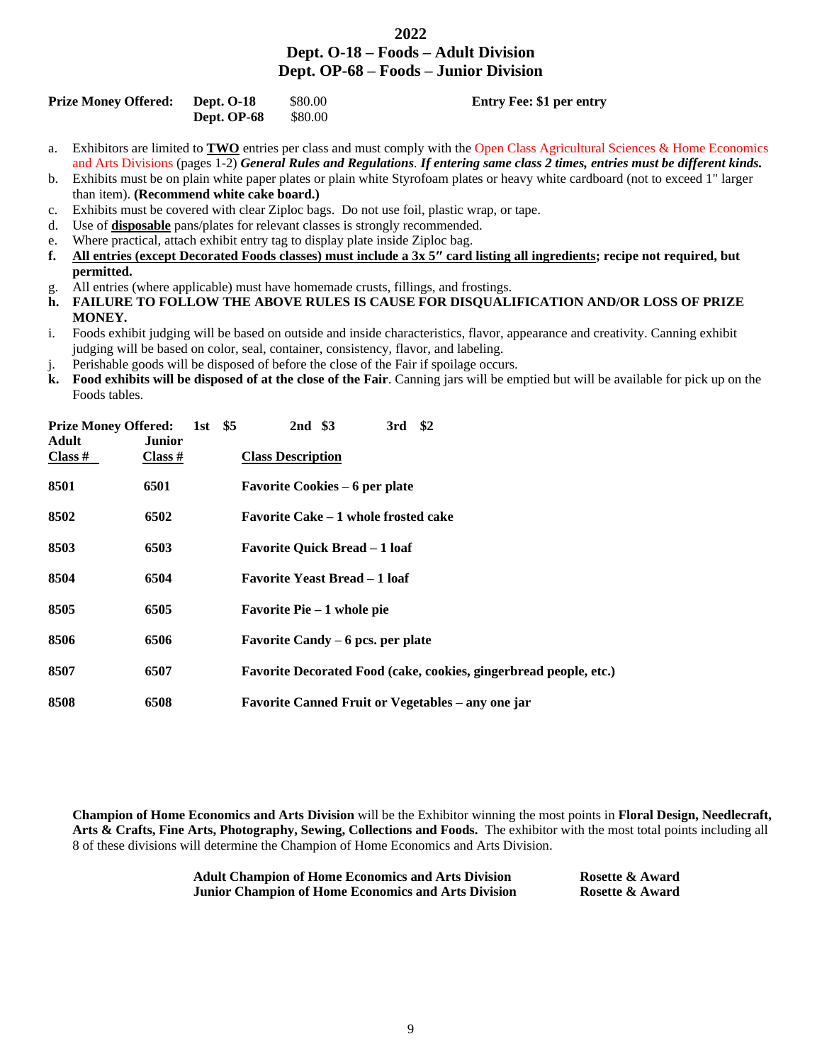# 2022

## Dept. O-18 – Foods – Adult Division
## Dept. OP-68 – Foods – Junior Division

| | | | |
|---|---|---|---|
| **Prize Money Offered:** | **Dept. O-18** | $80.00 | **Entry Fee: $1 per entry** |
| | **Dept. OP-68** | $80.00 | |

a. Exhibitors are limited to **TWO** entries per class and must comply with the Open Class Agricultural Sciences & Home Economics and Arts Divisions (pages 1-2) ***General Rules and Regulations***. ***If entering same class 2 times, entries must be different kinds.***
b. Exhibits must be on plain white paper plates or plain white Styrofoam plates or heavy white cardboard (not to exceed 1" larger than item). **(Recommend white cake board.)**
c. Exhibits must be covered with clear Ziploc bags. Do not use foil, plastic wrap, or tape.
d. Use of **disposable** pans/plates for relevant classes is strongly recommended.
e. Where practical, attach exhibit entry tag to display plate inside Ziploc bag.
f. **All entries (except Decorated Foods classes) must include a 3x 5″ card listing all ingredients; recipe not required, but permitted.**
g. All entries (where applicable) must have homemade crusts, fillings, and frostings.
h. **FAILURE TO FOLLOW THE ABOVE RULES IS CAUSE FOR DISQUALIFICATION AND/OR LOSS OF PRIZE MONEY.**
i. Foods exhibit judging will be based on outside and inside characteristics, flavor, appearance and creativity. Canning exhibit judging will be based on color, seal, container, consistency, flavor, and labeling.
j. Perishable goods will be disposed of before the close of the Fair if spoilage occurs.
k. **Food exhibits will be disposed of at the close of the Fair**. Canning jars will be emptied but will be available for pick up on the Foods tables.

**Prize Money Offered:** 1st $5 2nd $3 3rd $2

| Adult Class # | Junior Class # | Class Description |
|---|---|---|
| **8501** | **6501** | **Favorite Cookies – 6 per plate** |
| **8502** | **6502** | **Favorite Cake – 1 whole frosted cake** |
| **8503** | **6503** | **Favorite Quick Bread – 1 loaf** |
| **8504** | **6504** | **Favorite Yeast Bread – 1 loaf** |
| **8505** | **6505** | **Favorite Pie – 1 whole pie** |
| **8506** | **6506** | **Favorite Candy – 6 pcs. per plate** |
| **8507** | **6507** | **Favorite Decorated Food (cake, cookies, gingerbread people, etc.)** |
| **8508** | **6508** | **Favorite Canned Fruit or Vegetables – any one jar** |

**Champion of Home Economics and Arts Division** will be the Exhibitor winning the most points in **Floral Design, Needlecraft, Arts & Crafts, Fine Arts, Photography, Sewing, Collections and Foods.** The exhibitor with the most total points including all 8 of these divisions will determine the Champion of Home Economics and Arts Division.

| | |
|---|---|
| **Adult Champion of Home Economics and Arts Division** | **Rosette & Award** |
| **Junior Champion of Home Economics and Arts Division** | **Rosette & Award** |